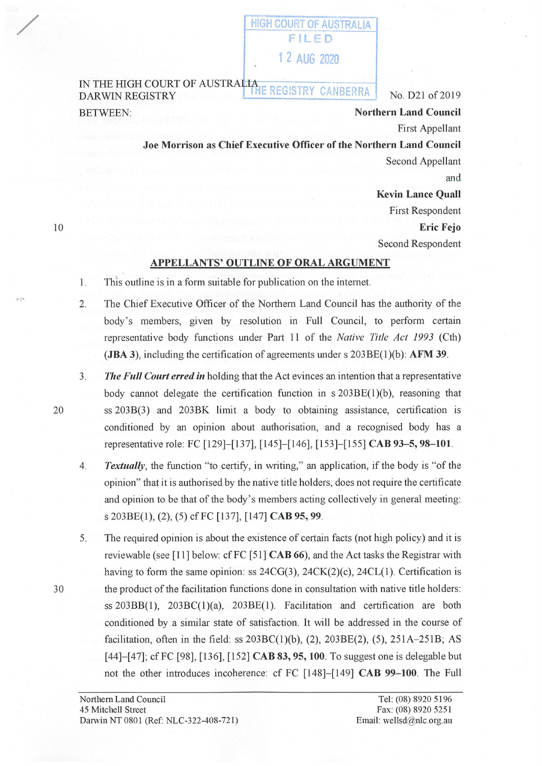HIGH COURT OF AUSTRALIA
FILED
12 AUG 2020
THE REGISTRY CANBERRA

IN THE HIGH COURT OF AUSTRALIA
DARWIN REGISTRY

No. D21 of 2019

BETWEEN:

**Northern Land Council**
First Appellant

**Joe Morrison as Chief Executive Officer of the Northern Land Council**
Second Appellant

and

**Kevin Lance Quall**
First Respondent

**Eric Fejo**
Second Respondent

## APPELLANTS' OUTLINE OF ORAL ARGUMENT

1. This outline is in a form suitable for publication on the internet.

2. The Chief Executive Officer of the Northern Land Council has the authority of the body's members, given by resolution in Full Council, to perform certain representative body functions under Part 11 of the *Native Title Act 1993* (Cth) (**JBA 3**), including the certification of agreements under s 203BE(1)(b): **AFM 39**.

3. ***The Full Court erred in*** holding that the Act evinces an intention that a representative body cannot delegate the certification function in s 203BE(1)(b), reasoning that ss 203B(3) and 203BK limit a body to obtaining assistance, certification is conditioned by an opinion about authorisation, and a recognised body has a representative role: FC [129]–[137], [145]–[146], [153]–[155] **CAB 93–5, 98–101**.

4. ***Textually***, the function "to certify, in writing," an application, if the body is "of the opinion" that it is authorised by the native title holders, does not require the certificate and opinion to be that of the body's members acting collectively in general meeting: s 203BE(1), (2), (5) cf FC [137], [147] **CAB 95, 99**.

5. The required opinion is about the existence of certain facts (not high policy) and it is reviewable (see [11] below: cf FC [51] **CAB 66**), and the Act tasks the Registrar with having to form the same opinion: ss 24CG(3), 24CK(2)(c), 24CL(1). Certification is the product of the facilitation functions done in consultation with native title holders: ss 203BB(1), 203BC(1)(a), 203BE(1). Facilitation and certification are both conditioned by a similar state of satisfaction. It will be addressed in the course of facilitation, often in the field: ss 203BC(1)(b), (2), 203BE(2), (5), 251A–251B; AS [44]–[47]; cf FC [98], [136], [152] **CAB 83, 95, 100**. To suggest one is delegable but not the other introduces incoherence: cf FC [148]–[149] **CAB 99–100**. The Full

Northern Land Council
45 Mitchell Street
Darwin NT 0801 (Ref: NLC-322-408-721)

Tel: (08) 8920 5196
Fax: (08) 8920 5251
Email: wellsd@nlc.org.au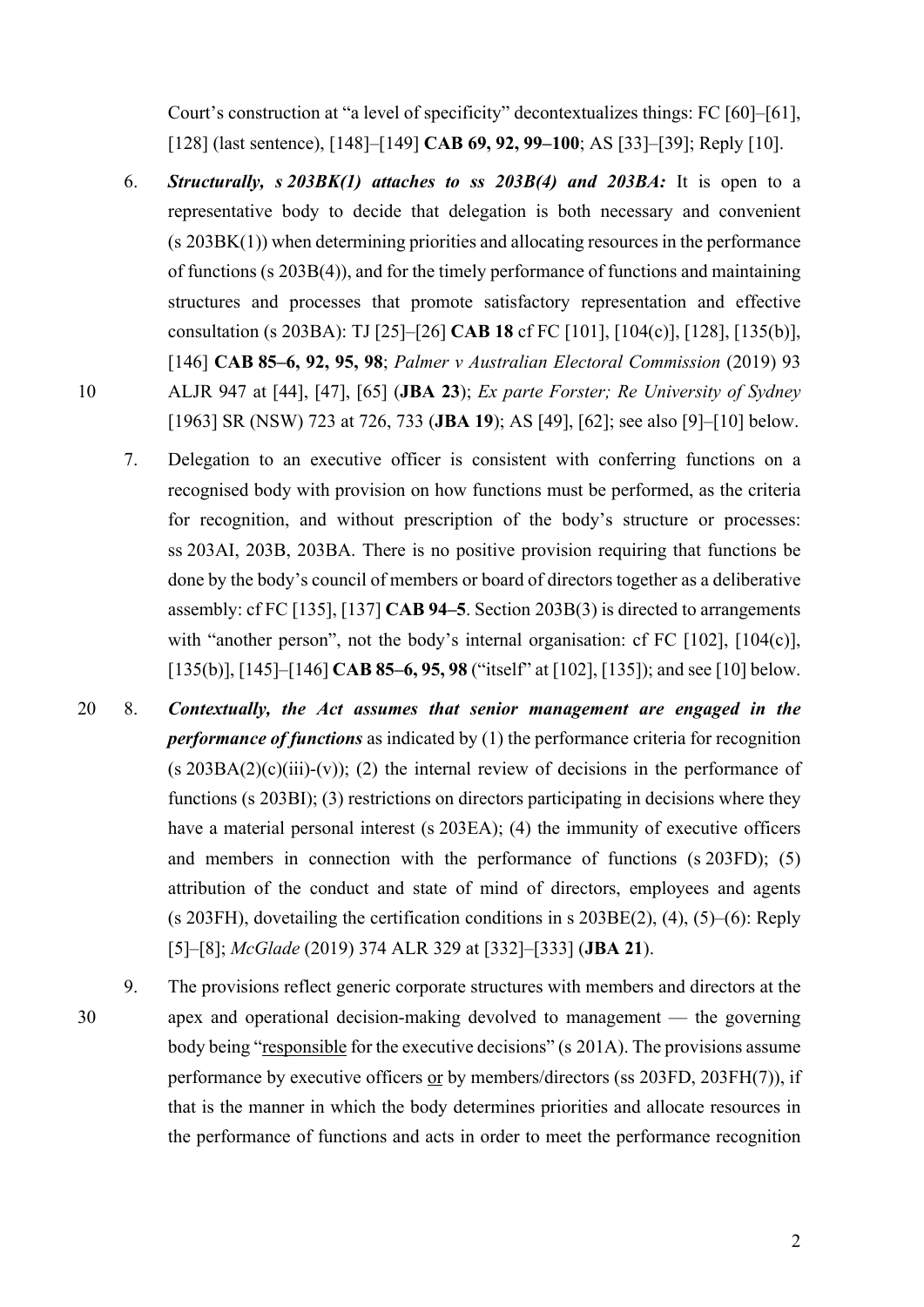Court's construction at "a level of specificity" decontextualizes things: FC [60]–[61], [128] (last sentence), [148]–[149] **CAB 69, 92, 99–100**; AS [33]–[39]; Reply [10].

6. ***Structurally, s 203BK(1) attaches to ss 203B(4) and 203BA:*** It is open to a representative body to decide that delegation is both necessary and convenient (s 203BK(1)) when determining priorities and allocating resources in the performance of functions (s 203B(4)), and for the timely performance of functions and maintaining structures and processes that promote satisfactory representation and effective consultation (s 203BA): TJ [25]–[26] **CAB 18** cf FC [101], [104(c)], [128], [135(b)], [146] **CAB 85–6, 92, 95, 98**; *Palmer v Australian Electoral Commission* (2019) 93 ALJR 947 at [44], [47], [65] (**JBA 23**); *Ex parte Forster; Re University of Sydney* [1963] SR (NSW) 723 at 726, 733 (**JBA 19**); AS [49], [62]; see also [9]–[10] below.

7. Delegation to an executive officer is consistent with conferring functions on a recognised body with provision on how functions must be performed, as the criteria for recognition, and without prescription of the body's structure or processes: ss 203AI, 203B, 203BA. There is no positive provision requiring that functions be done by the body's council of members or board of directors together as a deliberative assembly: cf FC [135], [137] **CAB 94–5**. Section 203B(3) is directed to arrangements with "another person", not the body's internal organisation: cf FC [102], [104(c)], [135(b)], [145]–[146] **CAB 85–6, 95, 98** ("itself" at [102], [135]); and see [10] below.

8. ***Contextually, the Act assumes that senior management are engaged in the performance of functions*** as indicated by (1) the performance criteria for recognition (s 203BA(2)(c)(iii)-(v)); (2) the internal review of decisions in the performance of functions (s 203BI); (3) restrictions on directors participating in decisions where they have a material personal interest (s 203EA); (4) the immunity of executive officers and members in connection with the performance of functions (s 203FD); (5) attribution of the conduct and state of mind of directors, employees and agents (s 203FH), dovetailing the certification conditions in s 203BE(2), (4), (5)–(6): Reply [5]–[8]; *McGlade* (2019) 374 ALR 329 at [332]–[333] (**JBA 21**).

9. The provisions reflect generic corporate structures with members and directors at the apex and operational decision-making devolved to management — the governing body being "<u>responsible</u> for the executive decisions" (s 201A). The provisions assume performance by executive officers <u>or</u> by members/directors (ss 203FD, 203FH(7)), if that is the manner in which the body determines priorities and allocate resources in the performance of functions and acts in order to meet the performance recognition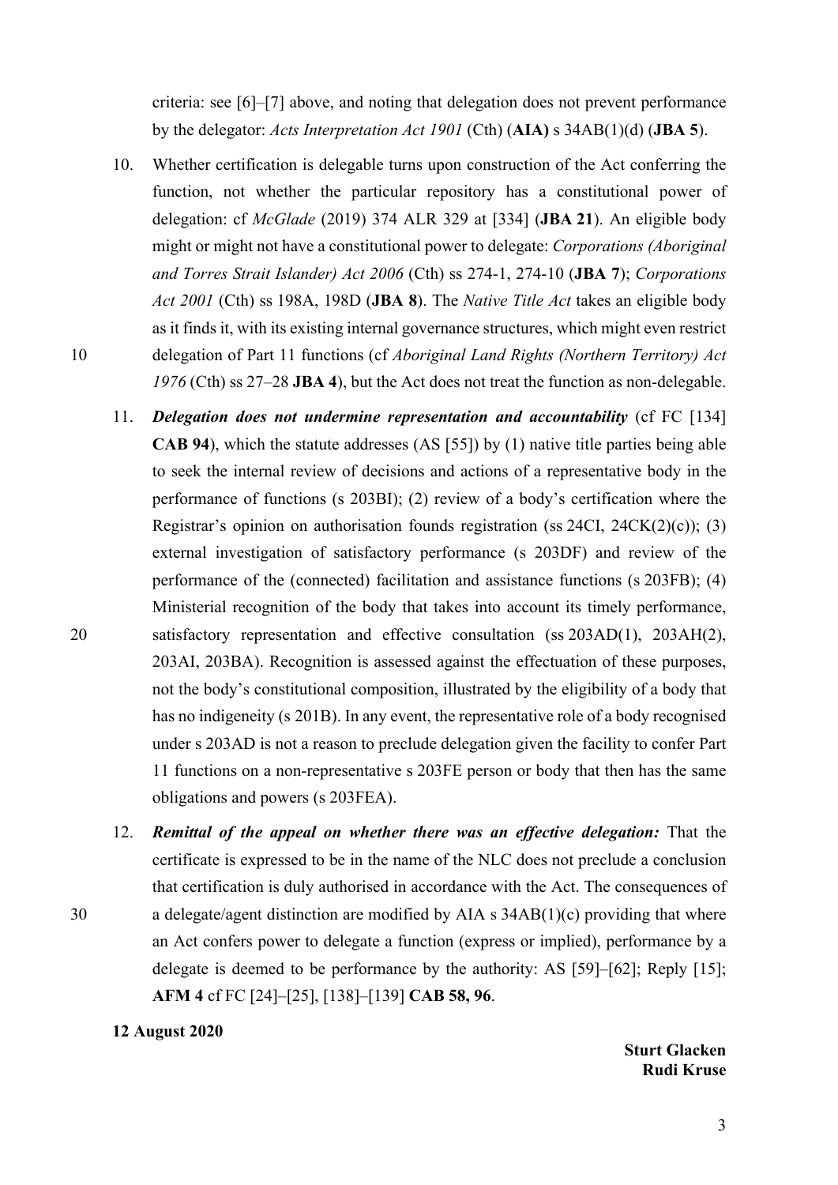criteria: see [6]–[7] above, and noting that delegation does not prevent performance by the delegator: *Acts Interpretation Act 1901* (Cth) (**AIA)** s 34AB(1)(d) (**JBA 5**).

10. Whether certification is delegable turns upon construction of the Act conferring the function, not whether the particular repository has a constitutional power of delegation: cf *McGlade* (2019) 374 ALR 329 at [334] (**JBA 21**). An eligible body might or might not have a constitutional power to delegate: *Corporations (Aboriginal and Torres Strait Islander) Act 2006* (Cth) ss 274-1, 274-10 (**JBA 7**); *Corporations Act 2001* (Cth) ss 198A, 198D (**JBA 8**). The *Native Title Act* takes an eligible body as it finds it, with its existing internal governance structures, which might even restrict delegation of Part 11 functions (cf *Aboriginal Land Rights (Northern Territory) Act 1976* (Cth) ss 27–28 **JBA 4**), but the Act does not treat the function as non-delegable.

11. ***Delegation does not undermine representation and accountability*** (cf FC [134] **CAB 94**), which the statute addresses (AS [55]) by (1) native title parties being able to seek the internal review of decisions and actions of a representative body in the performance of functions (s 203BI); (2) review of a body's certification where the Registrar's opinion on authorisation founds registration (ss 24CI, 24CK(2)(c)); (3) external investigation of satisfactory performance (s 203DF) and review of the performance of the (connected) facilitation and assistance functions (s 203FB); (4) Ministerial recognition of the body that takes into account its timely performance, satisfactory representation and effective consultation (ss 203AD(1), 203AH(2), 203AI, 203BA). Recognition is assessed against the effectuation of these purposes, not the body's constitutional composition, illustrated by the eligibility of a body that has no indigeneity (s 201B). In any event, the representative role of a body recognised under s 203AD is not a reason to preclude delegation given the facility to confer Part 11 functions on a non-representative s 203FE person or body that then has the same obligations and powers (s 203FEA).

12. ***Remittal of the appeal on whether there was an effective delegation:*** That the certificate is expressed to be in the name of the NLC does not preclude a conclusion that certification is duly authorised in accordance with the Act. The consequences of a delegate/agent distinction are modified by AIA s 34AB(1)(c) providing that where an Act confers power to delegate a function (express or implied), performance by a delegate is deemed to be performance by the authority: AS [59]–[62]; Reply [15]; **AFM 4** cf FC [24]–[25], [138]–[139] **CAB 58, 96**.

**12 August 2020**

**Sturt Glacken**
**Rudi Kruse**